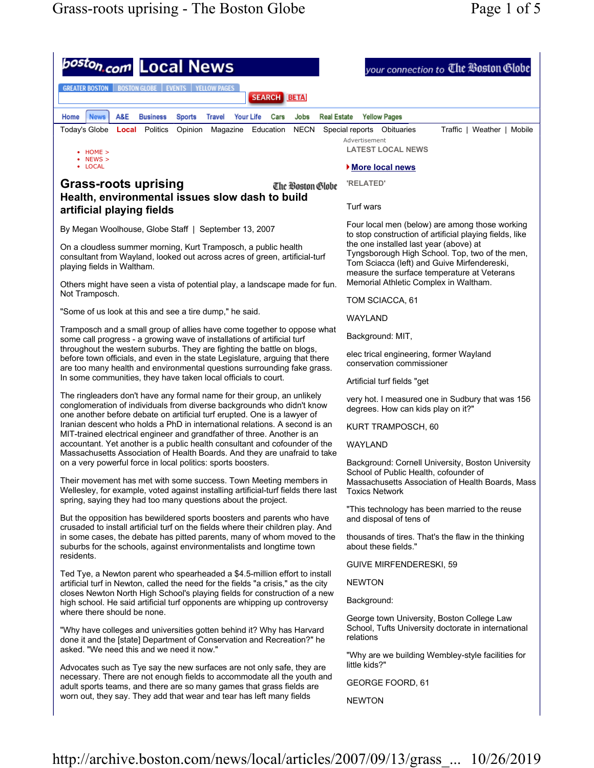boston.com Local News — your connection to The Boston Globe

GREATER BOSTON | BOSTON GLOBE | EVENTS | YELLOW PAGES

SEARCH BETA

Home | News | A&E | Business | Sports | Travel | Your Life | Cars | Jobs | Real Estate | Yellow Pages

Today's Globe | Local | Politics | Opinion | Magazine | Education | NECN | Special reports | Obituaries | Traffic | Weather | Mobile

- HOME >
- NEWS >
- LOCAL

# Grass-roots uprising

The Boston Globe

## Health, environmental issues slow dash to build artificial playing fields

By Megan Woolhouse, Globe Staff | September 13, 2007

On a cloudless summer morning, Kurt Tramposch, a public health consultant from Wayland, looked out across acres of green, artificial-turf playing fields in Waltham.

Others might have seen a vista of potential play, a landscape made for fun. Not Tramposch.

"Some of us look at this and see a tire dump," he said.

Tramposch and a small group of allies have come together to oppose what some call progress - a growing wave of installations of artificial turf throughout the western suburbs. They are fighting the battle on blogs, before town officials, and even in the state Legislature, arguing that there are too many health and environmental questions surrounding fake grass. In some communities, they have taken local officials to court.

The ringleaders don't have any formal name for their group, an unlikely conglomeration of individuals from diverse backgrounds who didn't know one another before debate on artificial turf erupted. One is a lawyer of Iranian descent who holds a PhD in international relations. A second is an MIT-trained electrical engineer and grandfather of three. Another is an accountant. Yet another is a public health consultant and cofounder of the Massachusetts Association of Health Boards. And they are unafraid to take on a very powerful force in local politics: sports boosters.

Their movement has met with some success. Town Meeting members in Wellesley, for example, voted against installing artificial-turf fields there last spring, saying they had too many questions about the project.

But the opposition has bewildered sports boosters and parents who have crusaded to install artificial turf on the fields where their children play. And in some cases, the debate has pitted parents, many of whom moved to the suburbs for the schools, against environmentalists and longtime town residents.

Ted Tye, a Newton parent who spearheaded a $4.5-million effort to install artificial turf in Newton, called the need for the fields "a crisis," as the city closes Newton North High School's playing fields for construction of a new high school. He said artificial turf opponents are whipping up controversy where there should be none.

"Why have colleges and universities gotten behind it? Why has Harvard done it and the [state] Department of Conservation and Recreation?" he asked. "We need this and we need it now."

Advocates such as Tye say the new surfaces are not only safe, they are necessary. There are not enough fields to accommodate all the youth and adult sports teams, and there are so many games that grass fields are worn out, they say. They add that wear and tear has left many fields

---

Advertisement

LATEST LOCAL NEWS

More local news

'RELATED'

Turf wars

Four local men (below) are among those working to stop construction of artificial playing fields, like the one installed last year (above) at Tyngsborough High School. Top, two of the men, Tom Sciacca (left) and Guive Mirfendereski, measure the surface temperature at Veterans Memorial Athletic Complex in Waltham.

TOM SCIACCA, 61

WAYLAND

Background: MIT,

elec trical engineering, former Wayland conservation commissioner

Artificial turf fields "get

very hot. I measured one in Sudbury that was 156 degrees. How can kids play on it?"

KURT TRAMPOSCH, 60

WAYLAND

Background: Cornell University, Boston University School of Public Health, cofounder of Massachusetts Association of Health Boards, Mass Toxics Network

"This technology has been married to the reuse and disposal of tens of

thousands of tires. That's the flaw in the thinking about these fields."

GUIVE MIRFENDERESKI, 59

NEWTON

Background:

George town University, Boston College Law School, Tufts University doctorate in international relations

"Why are we building Wembley-style facilities for little kids?"

GEORGE FOORD, 61

NEWTON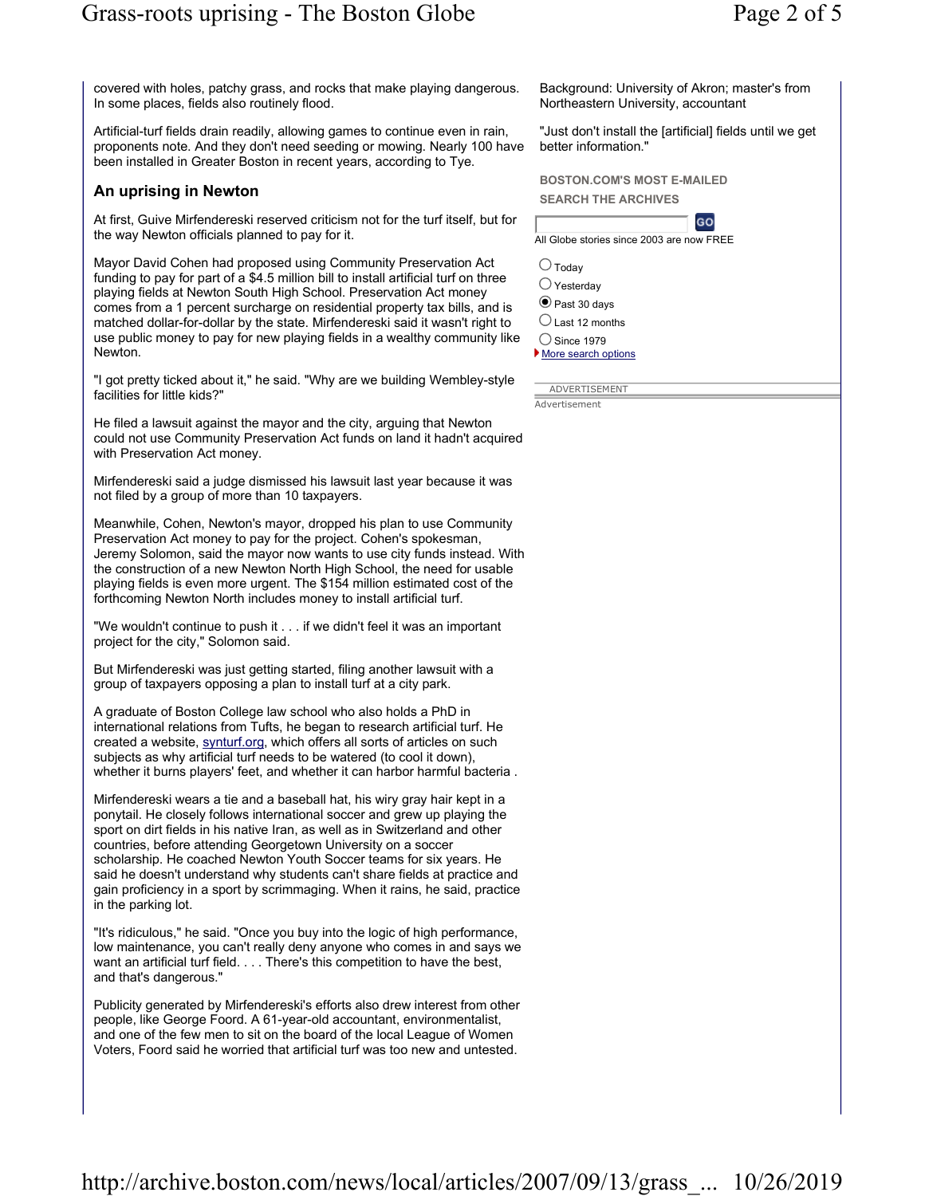covered with holes, patchy grass, and rocks that make playing dangerous. In some places, fields also routinely flood.

Artificial-turf fields drain readily, allowing games to continue even in rain, proponents note. And they don't need seeding or mowing. Nearly 100 have been installed in Greater Boston in recent years, according to Tye.

## An uprising in Newton

At first, Guive Mirfendereski reserved criticism not for the turf itself, but for the way Newton officials planned to pay for it.

Mayor David Cohen had proposed using Community Preservation Act funding to pay for part of a $4.5 million bill to install artificial turf on three playing fields at Newton South High School. Preservation Act money comes from a 1 percent surcharge on residential property tax bills, and is matched dollar-for-dollar by the state. Mirfendereski said it wasn't right to use public money to pay for new playing fields in a wealthy community like Newton.

"I got pretty ticked about it," he said. "Why are we building Wembley-style facilities for little kids?"

He filed a lawsuit against the mayor and the city, arguing that Newton could not use Community Preservation Act funds on land it hadn't acquired with Preservation Act money.

Mirfendereski said a judge dismissed his lawsuit last year because it was not filed by a group of more than 10 taxpayers.

Meanwhile, Cohen, Newton's mayor, dropped his plan to use Community Preservation Act money to pay for the project. Cohen's spokesman, Jeremy Solomon, said the mayor now wants to use city funds instead. With the construction of a new Newton North High School, the need for usable playing fields is even more urgent. The $154 million estimated cost of the forthcoming Newton North includes money to install artificial turf.

"We wouldn't continue to push it . . . if we didn't feel it was an important project for the city," Solomon said.

But Mirfendereski was just getting started, filing another lawsuit with a group of taxpayers opposing a plan to install turf at a city park.

A graduate of Boston College law school who also holds a PhD in international relations from Tufts, he began to research artificial turf. He created a website, synturf.org, which offers all sorts of articles on such subjects as why artificial turf needs to be watered (to cool it down), whether it burns players' feet, and whether it can harbor harmful bacteria .

Mirfendereski wears a tie and a baseball hat, his wiry gray hair kept in a ponytail. He closely follows international soccer and grew up playing the sport on dirt fields in his native Iran, as well as in Switzerland and other countries, before attending Georgetown University on a soccer scholarship. He coached Newton Youth Soccer teams for six years. He said he doesn't understand why students can't share fields at practice and gain proficiency in a sport by scrimmaging. When it rains, he said, practice in the parking lot.

"It's ridiculous," he said. "Once you buy into the logic of high performance, low maintenance, you can't really deny anyone who comes in and says we want an artificial turf field. . . . There's this competition to have the best, and that's dangerous."

Publicity generated by Mirfendereski's efforts also drew interest from other people, like George Foord. A 61-year-old accountant, environmentalist, and one of the few men to sit on the board of the local League of Women Voters, Foord said he worried that artificial turf was too new and untested.

Background: University of Akron; master's from Northeastern University, accountant

"Just don't install the [artificial] fields until we get better information."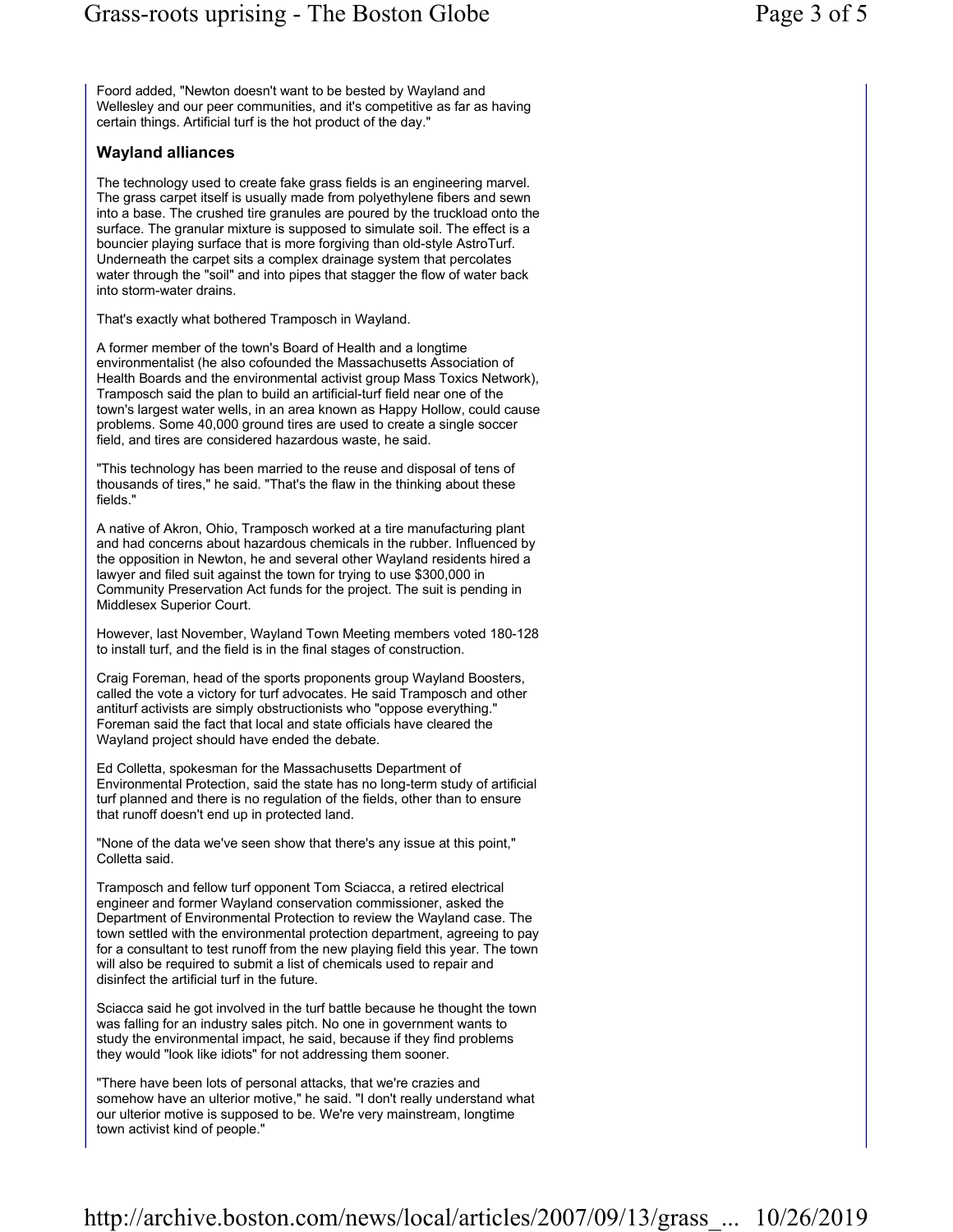Foord added, "Newton doesn't want to be bested by Wayland and Wellesley and our peer communities, and it's competitive as far as having certain things. Artificial turf is the hot product of the day."

### Wayland alliances

The technology used to create fake grass fields is an engineering marvel. The grass carpet itself is usually made from polyethylene fibers and sewn into a base. The crushed tire granules are poured by the truckload onto the surface. The granular mixture is supposed to simulate soil. The effect is a bouncier playing surface that is more forgiving than old-style AstroTurf. Underneath the carpet sits a complex drainage system that percolates water through the "soil" and into pipes that stagger the flow of water back into storm-water drains.

That's exactly what bothered Tramposch in Wayland.

A former member of the town's Board of Health and a longtime environmentalist (he also cofounded the Massachusetts Association of Health Boards and the environmental activist group Mass Toxics Network), Tramposch said the plan to build an artificial-turf field near one of the town's largest water wells, in an area known as Happy Hollow, could cause problems. Some 40,000 ground tires are used to create a single soccer field, and tires are considered hazardous waste, he said.

"This technology has been married to the reuse and disposal of tens of thousands of tires," he said. "That's the flaw in the thinking about these fields."

A native of Akron, Ohio, Tramposch worked at a tire manufacturing plant and had concerns about hazardous chemicals in the rubber. Influenced by the opposition in Newton, he and several other Wayland residents hired a lawyer and filed suit against the town for trying to use $300,000 in Community Preservation Act funds for the project. The suit is pending in Middlesex Superior Court.

However, last November, Wayland Town Meeting members voted 180-128 to install turf, and the field is in the final stages of construction.

Craig Foreman, head of the sports proponents group Wayland Boosters, called the vote a victory for turf advocates. He said Tramposch and other antiturf activists are simply obstructionists who "oppose everything." Foreman said the fact that local and state officials have cleared the Wayland project should have ended the debate.

Ed Colletta, spokesman for the Massachusetts Department of Environmental Protection, said the state has no long-term study of artificial turf planned and there is no regulation of the fields, other than to ensure that runoff doesn't end up in protected land.

"None of the data we've seen show that there's any issue at this point," Colletta said.

Tramposch and fellow turf opponent Tom Sciacca, a retired electrical engineer and former Wayland conservation commissioner, asked the Department of Environmental Protection to review the Wayland case. The town settled with the environmental protection department, agreeing to pay for a consultant to test runoff from the new playing field this year. The town will also be required to submit a list of chemicals used to repair and disinfect the artificial turf in the future.

Sciacca said he got involved in the turf battle because he thought the town was falling for an industry sales pitch. No one in government wants to study the environmental impact, he said, because if they find problems they would "look like idiots" for not addressing them sooner.

"There have been lots of personal attacks, that we're crazies and somehow have an ulterior motive," he said. "I don't really understand what our ulterior motive is supposed to be. We're very mainstream, longtime town activist kind of people."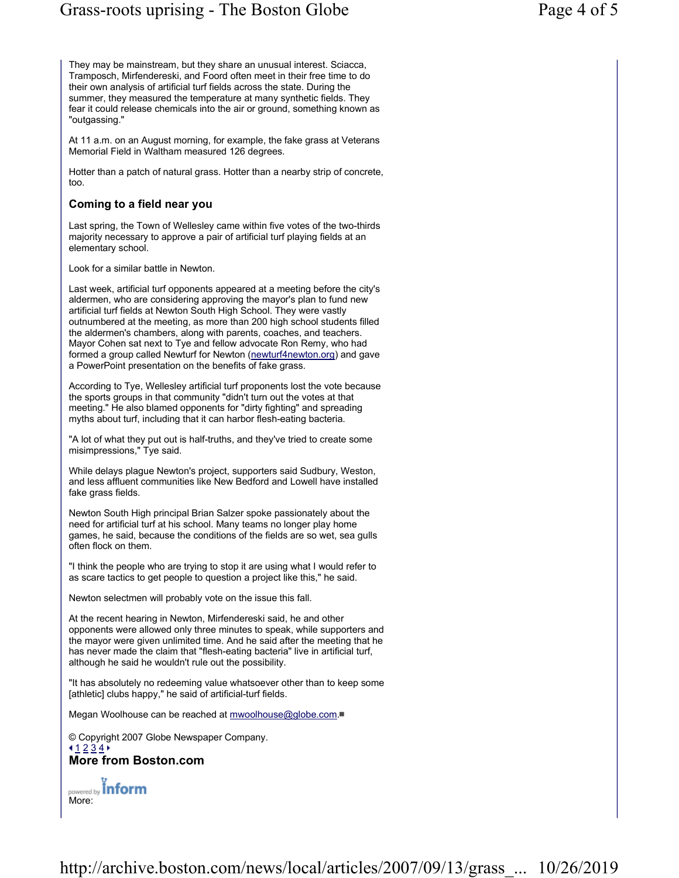They may be mainstream, but they share an unusual interest. Sciacca, Tramposch, Mirfendereski, and Foord often meet in their free time to do their own analysis of artificial turf fields across the state. During the summer, they measured the temperature at many synthetic fields. They fear it could release chemicals into the air or ground, something known as "outgassing."

At 11 a.m. on an August morning, for example, the fake grass at Veterans Memorial Field in Waltham measured 126 degrees.

Hotter than a patch of natural grass. Hotter than a nearby strip of concrete, too.

### Coming to a field near you

Last spring, the Town of Wellesley came within five votes of the two-thirds majority necessary to approve a pair of artificial turf playing fields at an elementary school.

Look for a similar battle in Newton.

Last week, artificial turf opponents appeared at a meeting before the city's aldermen, who are considering approving the mayor's plan to fund new artificial turf fields at Newton South High School. They were vastly outnumbered at the meeting, as more than 200 high school students filled the aldermen's chambers, along with parents, coaches, and teachers. Mayor Cohen sat next to Tye and fellow advocate Ron Remy, who had formed a group called Newturf for Newton (newturf4newton.org) and gave a PowerPoint presentation on the benefits of fake grass.

According to Tye, Wellesley artificial turf proponents lost the vote because the sports groups in that community "didn't turn out the votes at that meeting." He also blamed opponents for "dirty fighting" and spreading myths about turf, including that it can harbor flesh-eating bacteria.

"A lot of what they put out is half-truths, and they've tried to create some misimpressions," Tye said.

While delays plague Newton's project, supporters said Sudbury, Weston, and less affluent communities like New Bedford and Lowell have installed fake grass fields.

Newton South High principal Brian Salzer spoke passionately about the need for artificial turf at his school. Many teams no longer play home games, he said, because the conditions of the fields are so wet, sea gulls often flock on them.

"I think the people who are trying to stop it are using what I would refer to as scare tactics to get people to question a project like this," he said.

Newton selectmen will probably vote on the issue this fall.

At the recent hearing in Newton, Mirfendereski said, he and other opponents were allowed only three minutes to speak, while supporters and the mayor were given unlimited time. And he said after the meeting that he has never made the claim that "flesh-eating bacteria" live in artificial turf, although he said he wouldn't rule out the possibility.

"It has absolutely no redeeming value whatsoever other than to keep some [athletic] clubs happy," he said of artificial-turf fields.

Megan Woolhouse can be reached at mwoolhouse@globe.com. ■

© Copyright 2007 Globe Newspaper Company.

◂ 1 2 3 4 ▸

**More from Boston.com**

powered by inform

More: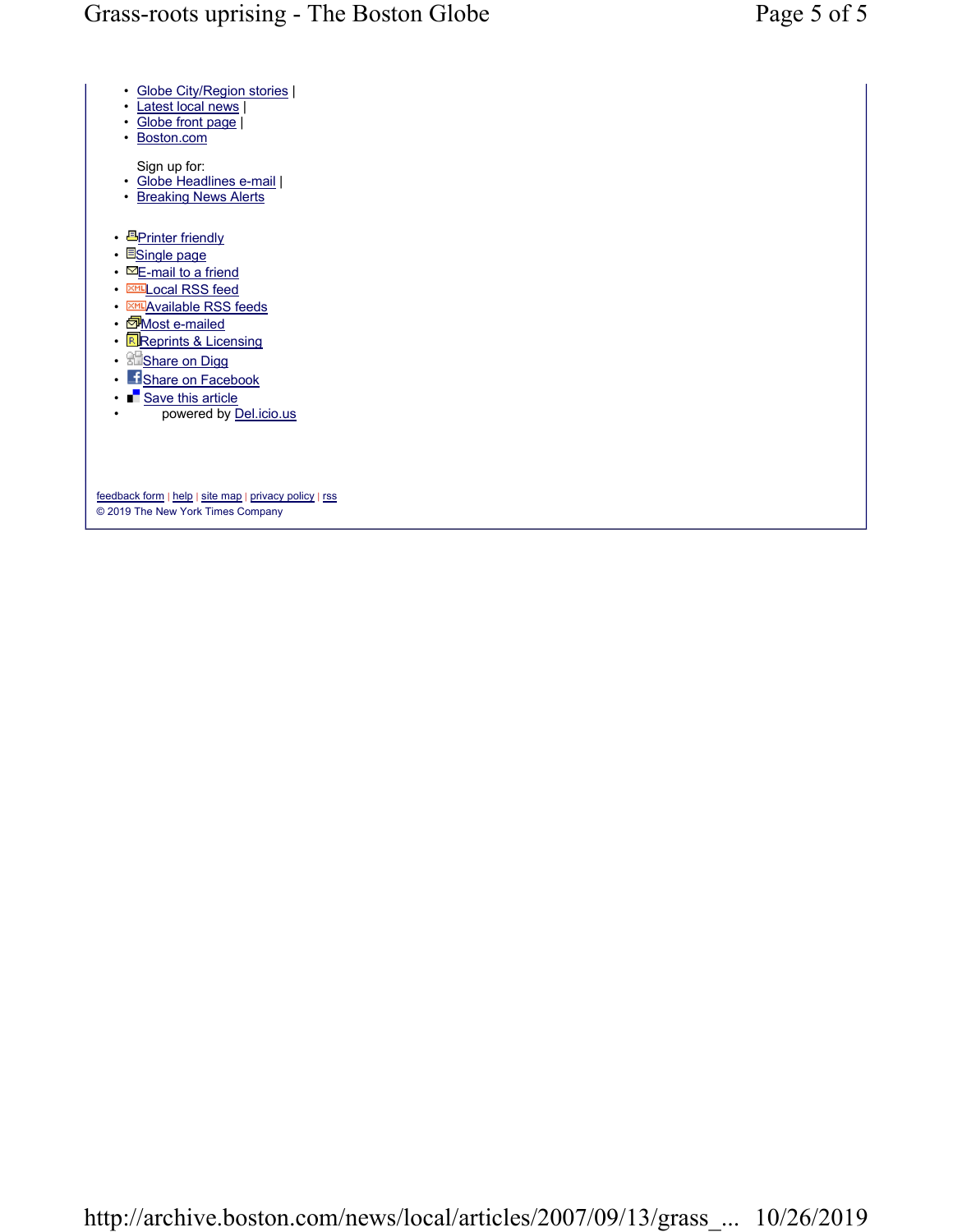- Globe City/Region stories |
- Latest local news |
- Globe front page |
- Boston.com

Sign up for:
- Globe Headlines e-mail |
- Breaking News Alerts

- Printer friendly
- Single page
- E-mail to a friend
- Local RSS feed
- Available RSS feeds
- Most e-mailed
- Reprints & Licensing
- Share on Digg
- Share on Facebook
- Save this article
- powered by Del.icio.us

feedback form | help | site map | privacy policy | rss

© 2019 The New York Times Company